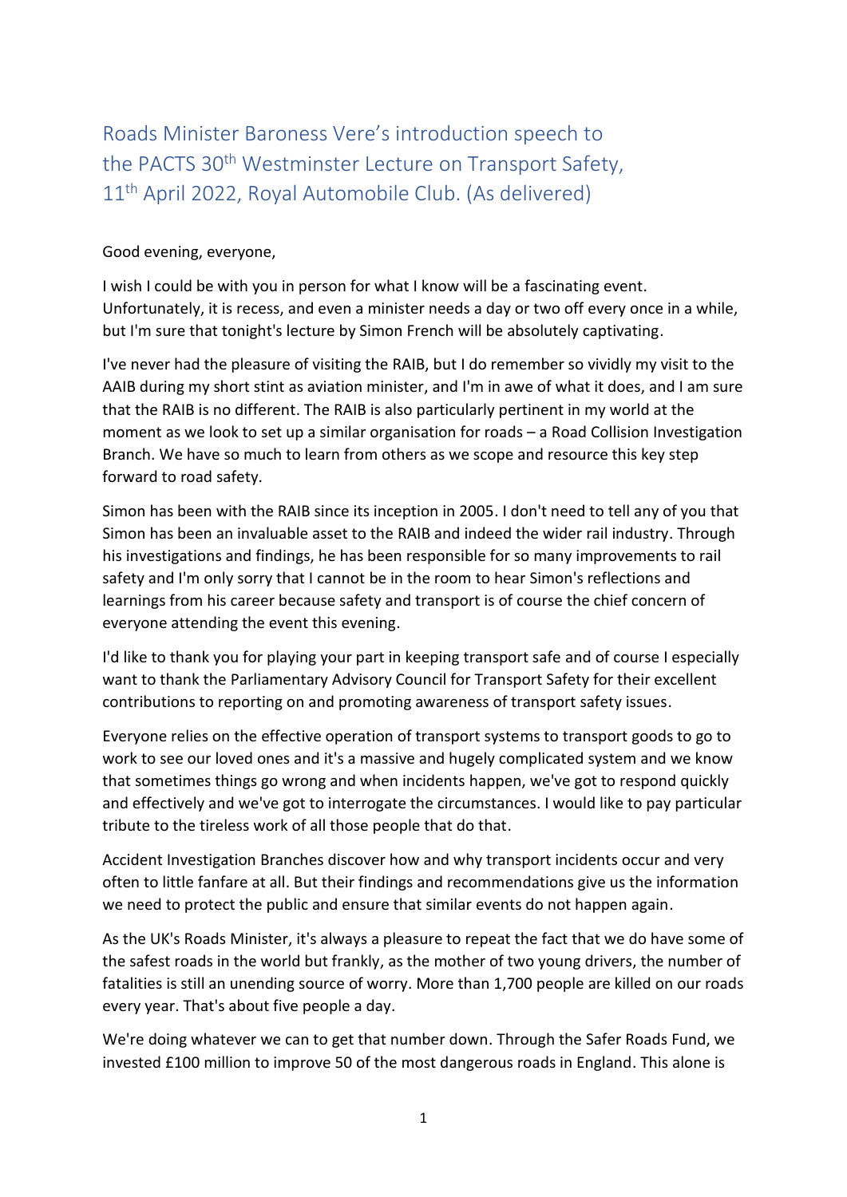# Roads Minister Baroness Vere's introduction speech to the PACTS 30th Westminster Lecture on Transport Safety, 11th April 2022, Royal Automobile Club. (As delivered)

Good evening, everyone,

I wish I could be with you in person for what I know will be a fascinating event. Unfortunately, it is recess, and even a minister needs a day or two off every once in a while, but I'm sure that tonight's lecture by Simon French will be absolutely captivating.

I've never had the pleasure of visiting the RAIB, but I do remember so vividly my visit to the AAIB during my short stint as aviation minister, and I'm in awe of what it does, and I am sure that the RAIB is no different. The RAIB is also particularly pertinent in my world at the moment as we look to set up a similar organisation for roads – a Road Collision Investigation Branch. We have so much to learn from others as we scope and resource this key step forward to road safety.

Simon has been with the RAIB since its inception in 2005. I don't need to tell any of you that Simon has been an invaluable asset to the RAIB and indeed the wider rail industry. Through his investigations and findings, he has been responsible for so many improvements to rail safety and I'm only sorry that I cannot be in the room to hear Simon's reflections and learnings from his career because safety and transport is of course the chief concern of everyone attending the event this evening.

I'd like to thank you for playing your part in keeping transport safe and of course I especially want to thank the Parliamentary Advisory Council for Transport Safety for their excellent contributions to reporting on and promoting awareness of transport safety issues.

Everyone relies on the effective operation of transport systems to transport goods to go to work to see our loved ones and it's a massive and hugely complicated system and we know that sometimes things go wrong and when incidents happen, we've got to respond quickly and effectively and we've got to interrogate the circumstances. I would like to pay particular tribute to the tireless work of all those people that do that.

Accident Investigation Branches discover how and why transport incidents occur and very often to little fanfare at all. But their findings and recommendations give us the information we need to protect the public and ensure that similar events do not happen again.

As the UK's Roads Minister, it's always a pleasure to repeat the fact that we do have some of the safest roads in the world but frankly, as the mother of two young drivers, the number of fatalities is still an unending source of worry. More than 1,700 people are killed on our roads every year. That's about five people a day.

We're doing whatever we can to get that number down. Through the Safer Roads Fund, we invested £100 million to improve 50 of the most dangerous roads in England. This alone is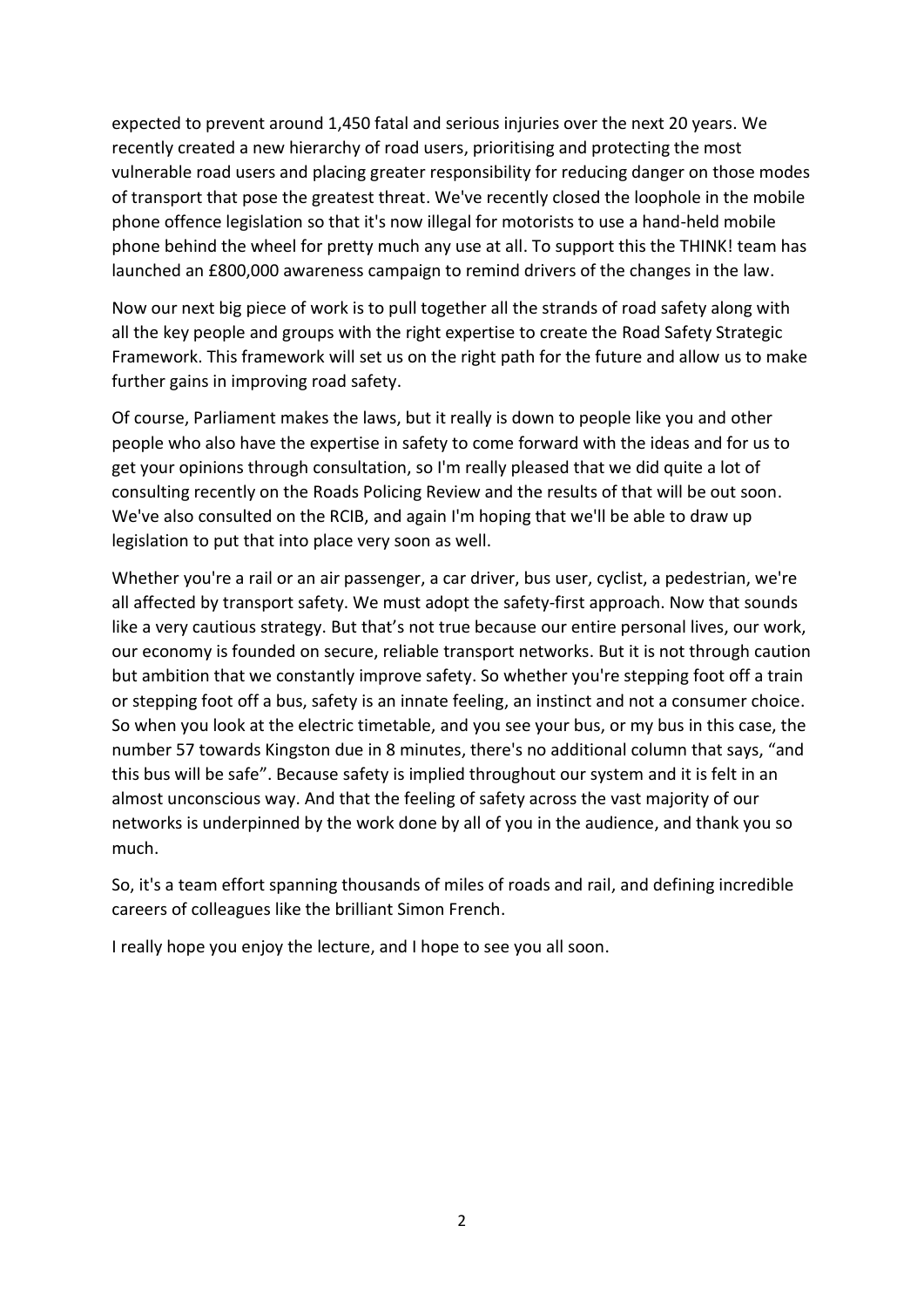expected to prevent around 1,450 fatal and serious injuries over the next 20 years. We recently created a new hierarchy of road users, prioritising and protecting the most vulnerable road users and placing greater responsibility for reducing danger on those modes of transport that pose the greatest threat. We've recently closed the loophole in the mobile phone offence legislation so that it's now illegal for motorists to use a hand-held mobile phone behind the wheel for pretty much any use at all. To support this the THINK! team has launched an £800,000 awareness campaign to remind drivers of the changes in the law.

Now our next big piece of work is to pull together all the strands of road safety along with all the key people and groups with the right expertise to create the Road Safety Strategic Framework. This framework will set us on the right path for the future and allow us to make further gains in improving road safety.

Of course, Parliament makes the laws, but it really is down to people like you and other people who also have the expertise in safety to come forward with the ideas and for us to get your opinions through consultation, so I'm really pleased that we did quite a lot of consulting recently on the Roads Policing Review and the results of that will be out soon. We've also consulted on the RCIB, and again I'm hoping that we'll be able to draw up legislation to put that into place very soon as well.

Whether you're a rail or an air passenger, a car driver, bus user, cyclist, a pedestrian, we're all affected by transport safety. We must adopt the safety-first approach. Now that sounds like a very cautious strategy. But that's not true because our entire personal lives, our work, our economy is founded on secure, reliable transport networks. But it is not through caution but ambition that we constantly improve safety. So whether you're stepping foot off a train or stepping foot off a bus, safety is an innate feeling, an instinct and not a consumer choice. So when you look at the electric timetable, and you see your bus, or my bus in this case, the number 57 towards Kingston due in 8 minutes, there's no additional column that says, "and this bus will be safe". Because safety is implied throughout our system and it is felt in an almost unconscious way. And that the feeling of safety across the vast majority of our networks is underpinned by the work done by all of you in the audience, and thank you so much.

So, it's a team effort spanning thousands of miles of roads and rail, and defining incredible careers of colleagues like the brilliant Simon French.

I really hope you enjoy the lecture, and I hope to see you all soon.